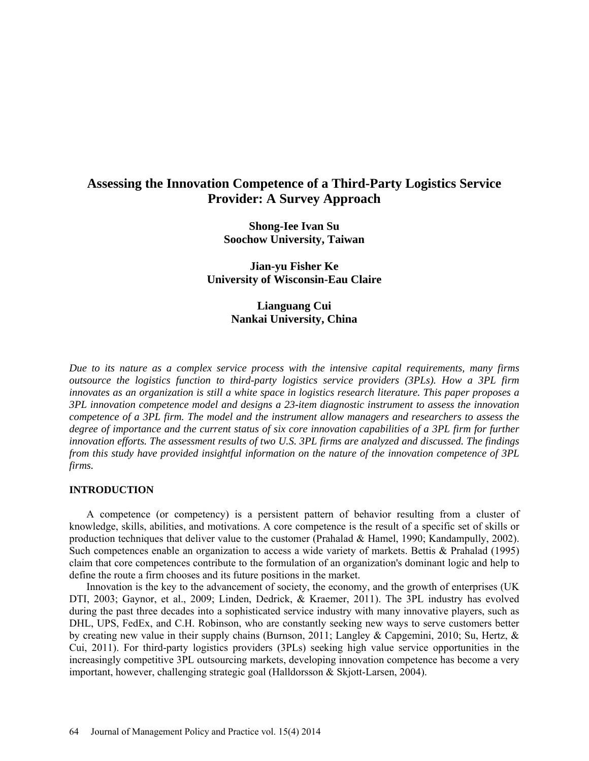# Assessing the Innovation Competence of a Third-Party Logistics Service Provider: A Survey Approach

**Shong-Iee Ivan Su**
**Soochow University, Taiwan**

**Jian-yu Fisher Ke**
**University of Wisconsin-Eau Claire**

**Lianguang Cui**
**Nankai University, China**

*Due to its nature as a complex service process with the intensive capital requirements, many firms outsource the logistics function to third-party logistics service providers (3PLs). How a 3PL firm innovates as an organization is still a white space in logistics research literature. This paper proposes a 3PL innovation competence model and designs a 23-item diagnostic instrument to assess the innovation competence of a 3PL firm. The model and the instrument allow managers and researchers to assess the degree of importance and the current status of six core innovation capabilities of a 3PL firm for further innovation efforts. The assessment results of two U.S. 3PL firms are analyzed and discussed. The findings from this study have provided insightful information on the nature of the innovation competence of 3PL firms.*

## INTRODUCTION

A competence (or competency) is a persistent pattern of behavior resulting from a cluster of knowledge, skills, abilities, and motivations. A core competence is the result of a specific set of skills or production techniques that deliver value to the customer (Prahalad & Hamel, 1990; Kandampully, 2002). Such competences enable an organization to access a wide variety of markets. Bettis & Prahalad (1995) claim that core competences contribute to the formulation of an organization's dominant logic and help to define the route a firm chooses and its future positions in the market.

Innovation is the key to the advancement of society, the economy, and the growth of enterprises (UK DTI, 2003; Gaynor, et al., 2009; Linden, Dedrick, & Kraemer, 2011). The 3PL industry has evolved during the past three decades into a sophisticated service industry with many innovative players, such as DHL, UPS, FedEx, and C.H. Robinson, who are constantly seeking new ways to serve customers better by creating new value in their supply chains (Burnson, 2011; Langley & Capgemini, 2010; Su, Hertz, & Cui, 2011). For third-party logistics providers (3PLs) seeking high value service opportunities in the increasingly competitive 3PL outsourcing markets, developing innovation competence has become a very important, however, challenging strategic goal (Halldorsson & Skjott-Larsen, 2004).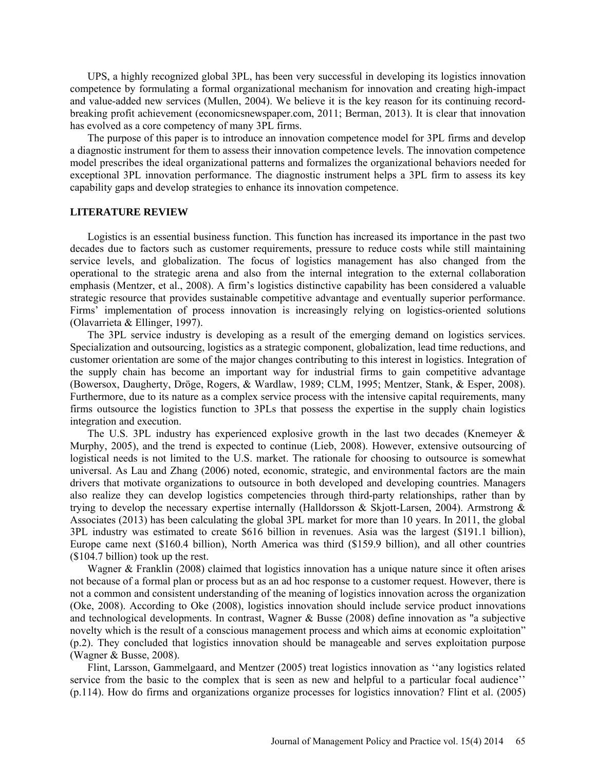UPS, a highly recognized global 3PL, has been very successful in developing its logistics innovation competence by formulating a formal organizational mechanism for innovation and creating high-impact and value-added new services (Mullen, 2004). We believe it is the key reason for its continuing record-breaking profit achievement (economicsnewspaper.com, 2011; Berman, 2013). It is clear that innovation has evolved as a core competency of many 3PL firms.

The purpose of this paper is to introduce an innovation competence model for 3PL firms and develop a diagnostic instrument for them to assess their innovation competence levels. The innovation competence model prescribes the ideal organizational patterns and formalizes the organizational behaviors needed for exceptional 3PL innovation performance. The diagnostic instrument helps a 3PL firm to assess its key capability gaps and develop strategies to enhance its innovation competence.

## LITERATURE REVIEW

Logistics is an essential business function. This function has increased its importance in the past two decades due to factors such as customer requirements, pressure to reduce costs while still maintaining service levels, and globalization. The focus of logistics management has also changed from the operational to the strategic arena and also from the internal integration to the external collaboration emphasis (Mentzer, et al., 2008). A firm's logistics distinctive capability has been considered a valuable strategic resource that provides sustainable competitive advantage and eventually superior performance. Firms' implementation of process innovation is increasingly relying on logistics-oriented solutions (Olavarrieta & Ellinger, 1997).

The 3PL service industry is developing as a result of the emerging demand on logistics services. Specialization and outsourcing, logistics as a strategic component, globalization, lead time reductions, and customer orientation are some of the major changes contributing to this interest in logistics. Integration of the supply chain has become an important way for industrial firms to gain competitive advantage (Bowersox, Daugherty, Dröge, Rogers, & Wardlaw, 1989; CLM, 1995; Mentzer, Stank, & Esper, 2008). Furthermore, due to its nature as a complex service process with the intensive capital requirements, many firms outsource the logistics function to 3PLs that possess the expertise in the supply chain logistics integration and execution.

The U.S. 3PL industry has experienced explosive growth in the last two decades (Knemeyer & Murphy, 2005), and the trend is expected to continue (Lieb, 2008). However, extensive outsourcing of logistical needs is not limited to the U.S. market. The rationale for choosing to outsource is somewhat universal. As Lau and Zhang (2006) noted, economic, strategic, and environmental factors are the main drivers that motivate organizations to outsource in both developed and developing countries. Managers also realize they can develop logistics competencies through third-party relationships, rather than by trying to develop the necessary expertise internally (Halldorsson & Skjott-Larsen, 2004). Armstrong & Associates (2013) has been calculating the global 3PL market for more than 10 years. In 2011, the global 3PL industry was estimated to create \$616 billion in revenues. Asia was the largest (\$191.1 billion), Europe came next (\$160.4 billion), North America was third (\$159.9 billion), and all other countries (\$104.7 billion) took up the rest.

Wagner & Franklin (2008) claimed that logistics innovation has a unique nature since it often arises not because of a formal plan or process but as an ad hoc response to a customer request. However, there is not a common and consistent understanding of the meaning of logistics innovation across the organization (Oke, 2008). According to Oke (2008), logistics innovation should include service product innovations and technological developments. In contrast, Wagner & Busse (2008) define innovation as "a subjective novelty which is the result of a conscious management process and which aims at economic exploitation" (p.2). They concluded that logistics innovation should be manageable and serves exploitation purpose (Wagner & Busse, 2008).

Flint, Larsson, Gammelgaard, and Mentzer (2005) treat logistics innovation as ''any logistics related service from the basic to the complex that is seen as new and helpful to a particular focal audience'' (p.114). How do firms and organizations organize processes for logistics innovation? Flint et al. (2005)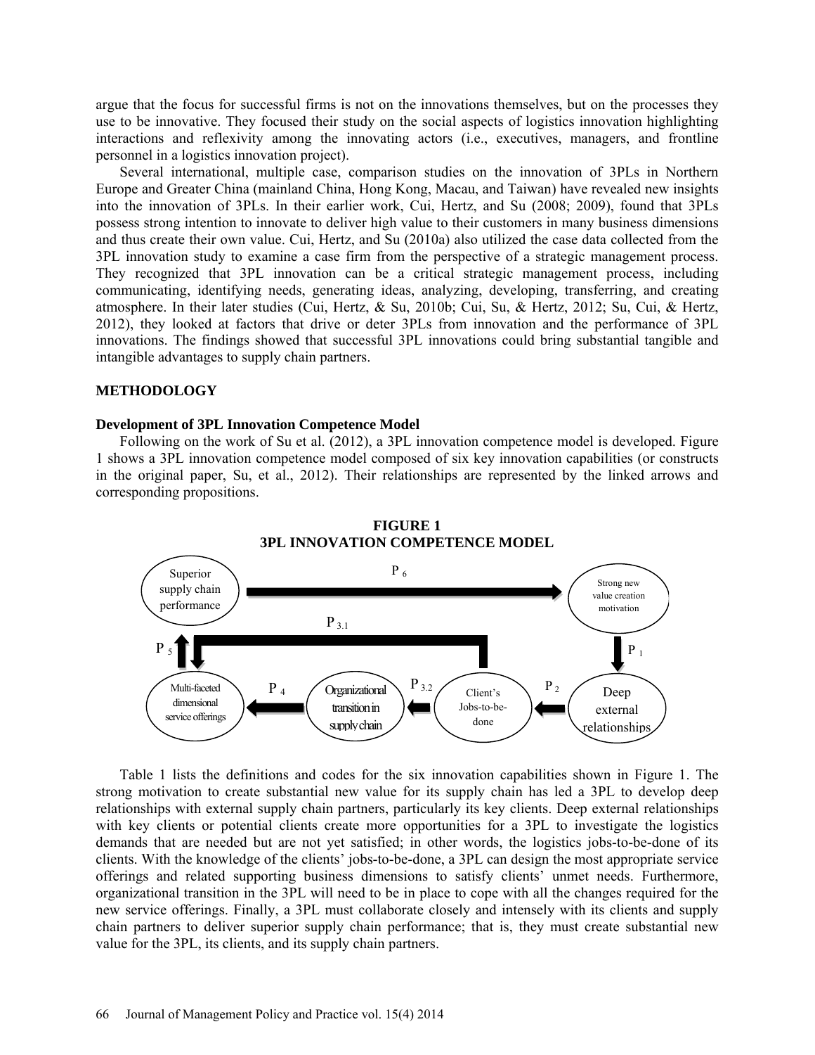argue that the focus for successful firms is not on the innovations themselves, but on the processes they use to be innovative. They focused their study on the social aspects of logistics innovation highlighting interactions and reflexivity among the innovating actors (i.e., executives, managers, and frontline personnel in a logistics innovation project).

Several international, multiple case, comparison studies on the innovation of 3PLs in Northern Europe and Greater China (mainland China, Hong Kong, Macau, and Taiwan) have revealed new insights into the innovation of 3PLs. In their earlier work, Cui, Hertz, and Su (2008; 2009), found that 3PLs possess strong intention to innovate to deliver high value to their customers in many business dimensions and thus create their own value. Cui, Hertz, and Su (2010a) also utilized the case data collected from the 3PL innovation study to examine a case firm from the perspective of a strategic management process. They recognized that 3PL innovation can be a critical strategic management process, including communicating, identifying needs, generating ideas, analyzing, developing, transferring, and creating atmosphere. In their later studies (Cui, Hertz, & Su, 2010b; Cui, Su, & Hertz, 2012; Su, Cui, & Hertz, 2012), they looked at factors that drive or deter 3PLs from innovation and the performance of 3PL innovations. The findings showed that successful 3PL innovations could bring substantial tangible and intangible advantages to supply chain partners.

## METHODOLOGY

### Development of 3PL Innovation Competence Model

Following on the work of Su et al. (2012), a 3PL innovation competence model is developed. Figure 1 shows a 3PL innovation competence model composed of six key innovation capabilities (or constructs in the original paper, Su, et al., 2012). Their relationships are represented by the linked arrows and corresponding propositions.

**FIGURE 1**
**3PL INNOVATION COMPETENCE MODEL**

Superior supply chain performance —P 6→ Strong new value creation motivation —P 1→ Deep external relationships —P 2→ Client's Jobs-to-be-done —P 3.2→ Organizational transition in supply chain —P 4→ Multi-faceted dimensional service offerings —P 5→ Superior supply chain performance; Client's Jobs-to-be-done —P 3.1→ Multi-faceted dimensional service offerings

Table 1 lists the definitions and codes for the six innovation capabilities shown in Figure 1. The strong motivation to create substantial new value for its supply chain has led a 3PL to develop deep relationships with external supply chain partners, particularly its key clients. Deep external relationships with key clients or potential clients create more opportunities for a 3PL to investigate the logistics demands that are needed but are not yet satisfied; in other words, the logistics jobs-to-be-done of its clients. With the knowledge of the clients' jobs-to-be-done, a 3PL can design the most appropriate service offerings and related supporting business dimensions to satisfy clients' unmet needs. Furthermore, organizational transition in the 3PL will need to be in place to cope with all the changes required for the new service offerings. Finally, a 3PL must collaborate closely and intensely with its clients and supply chain partners to deliver superior supply chain performance; that is, they must create substantial new value for the 3PL, its clients, and its supply chain partners.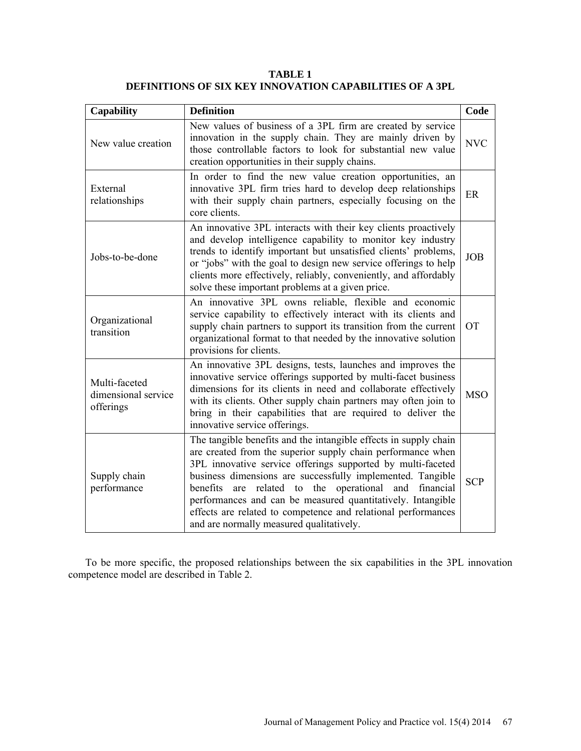**TABLE 1**
**DEFINITIONS OF SIX KEY INNOVATION CAPABILITIES OF A 3PL**

| Capability | Definition | Code |
|---|---|---|
| New value creation | New values of business of a 3PL firm are created by service innovation in the supply chain. They are mainly driven by those controllable factors to look for substantial new value creation opportunities in their supply chains. | NVC |
| External relationships | In order to find the new value creation opportunities, an innovative 3PL firm tries hard to develop deep relationships with their supply chain partners, especially focusing on the core clients. | ER |
| Jobs-to-be-done | An innovative 3PL interacts with their key clients proactively and develop intelligence capability to monitor key industry trends to identify important but unsatisfied clients' problems, or "jobs" with the goal to design new service offerings to help clients more effectively, reliably, conveniently, and affordably solve these important problems at a given price. | JOB |
| Organizational transition | An innovative 3PL owns reliable, flexible and economic service capability to effectively interact with its clients and supply chain partners to support its transition from the current organizational format to that needed by the innovative solution provisions for clients. | OT |
| Multi-faceted dimensional service offerings | An innovative 3PL designs, tests, launches and improves the innovative service offerings supported by multi-facet business dimensions for its clients in need and collaborate effectively with its clients. Other supply chain partners may often join to bring in their capabilities that are required to deliver the innovative service offerings. | MSO |
| Supply chain performance | The tangible benefits and the intangible effects in supply chain are created from the superior supply chain performance when 3PL innovative service offerings supported by multi-faceted business dimensions are successfully implemented. Tangible benefits are related to the operational and financial performances and can be measured quantitatively. Intangible effects are related to competence and relational performances and are normally measured qualitatively. | SCP |

To be more specific, the proposed relationships between the six capabilities in the 3PL innovation competence model are described in Table 2.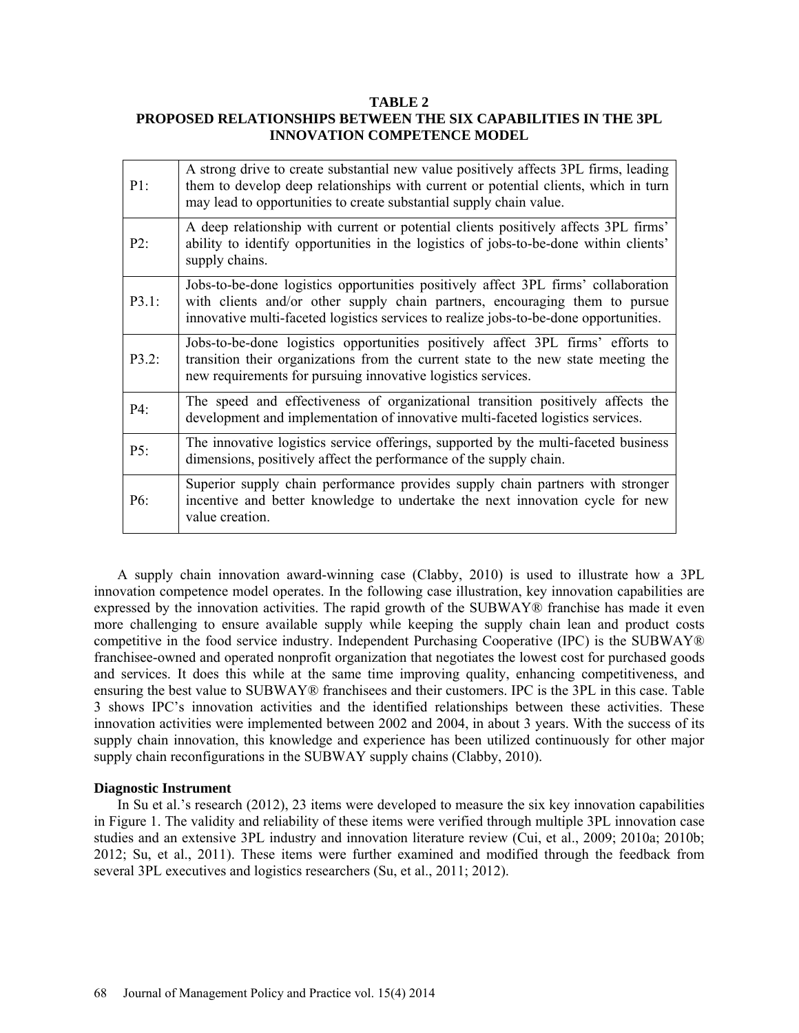**TABLE 2**
**PROPOSED RELATIONSHIPS BETWEEN THE SIX CAPABILITIES IN THE 3PL INNOVATION COMPETENCE MODEL**

| | |
|---|---|
| P1: | A strong drive to create substantial new value positively affects 3PL firms, leading them to develop deep relationships with current or potential clients, which in turn may lead to opportunities to create substantial supply chain value. |
| P2: | A deep relationship with current or potential clients positively affects 3PL firms' ability to identify opportunities in the logistics of jobs-to-be-done within clients' supply chains. |
| P3.1: | Jobs-to-be-done logistics opportunities positively affect 3PL firms' collaboration with clients and/or other supply chain partners, encouraging them to pursue innovative multi-faceted logistics services to realize jobs-to-be-done opportunities. |
| P3.2: | Jobs-to-be-done logistics opportunities positively affect 3PL firms' efforts to transition their organizations from the current state to the new state meeting the new requirements for pursuing innovative logistics services. |
| P4: | The speed and effectiveness of organizational transition positively affects the development and implementation of innovative multi-faceted logistics services. |
| P5: | The innovative logistics service offerings, supported by the multi-faceted business dimensions, positively affect the performance of the supply chain. |
| P6: | Superior supply chain performance provides supply chain partners with stronger incentive and better knowledge to undertake the next innovation cycle for new value creation. |

A supply chain innovation award-winning case (Clabby, 2010) is used to illustrate how a 3PL innovation competence model operates. In the following case illustration, key innovation capabilities are expressed by the innovation activities. The rapid growth of the SUBWAY® franchise has made it even more challenging to ensure available supply while keeping the supply chain lean and product costs competitive in the food service industry. Independent Purchasing Cooperative (IPC) is the SUBWAY® franchisee-owned and operated nonprofit organization that negotiates the lowest cost for purchased goods and services. It does this while at the same time improving quality, enhancing competitiveness, and ensuring the best value to SUBWAY® franchisees and their customers. IPC is the 3PL in this case. Table 3 shows IPC's innovation activities and the identified relationships between these activities. These innovation activities were implemented between 2002 and 2004, in about 3 years. With the success of its supply chain innovation, this knowledge and experience has been utilized continuously for other major supply chain reconfigurations in the SUBWAY supply chains (Clabby, 2010).

### Diagnostic Instrument

In Su et al.'s research (2012), 23 items were developed to measure the six key innovation capabilities in Figure 1. The validity and reliability of these items were verified through multiple 3PL innovation case studies and an extensive 3PL industry and innovation literature review (Cui, et al., 2009; 2010a; 2010b; 2012; Su, et al., 2011). These items were further examined and modified through the feedback from several 3PL executives and logistics researchers (Su, et al., 2011; 2012).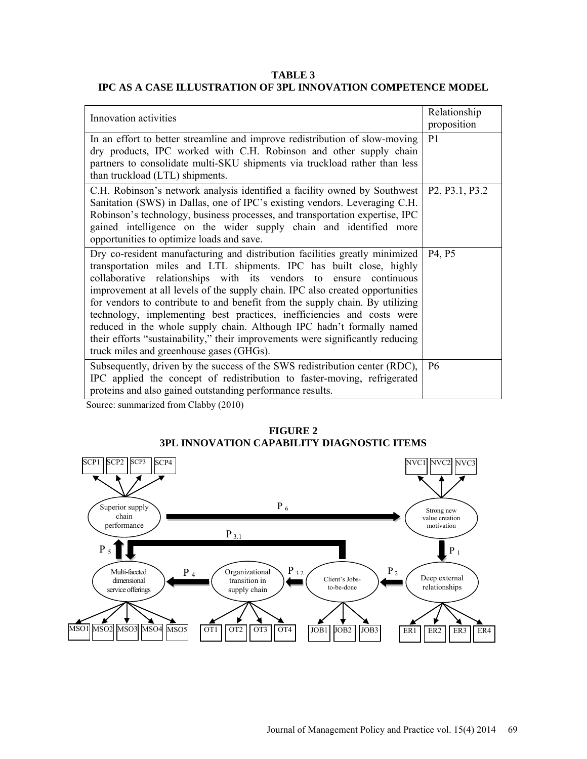**TABLE 3**
**IPC AS A CASE ILLUSTRATION OF 3PL INNOVATION COMPETENCE MODEL**

| Innovation activities | Relationship proposition |
|---|---|
| In an effort to better streamline and improve redistribution of slow-moving dry products, IPC worked with C.H. Robinson and other supply chain partners to consolidate multi-SKU shipments via truckload rather than less than truckload (LTL) shipments. | P1 |
| C.H. Robinson's network analysis identified a facility owned by Southwest Sanitation (SWS) in Dallas, one of IPC's existing vendors. Leveraging C.H. Robinson's technology, business processes, and transportation expertise, IPC gained intelligence on the wider supply chain and identified more opportunities to optimize loads and save. | P2, P3.1, P3.2 |
| Dry co-resident manufacturing and distribution facilities greatly minimized transportation miles and LTL shipments. IPC has built close, highly collaborative relationships with its vendors to ensure continuous improvement at all levels of the supply chain. IPC also created opportunities for vendors to contribute to and benefit from the supply chain. By utilizing technology, implementing best practices, inefficiencies and costs were reduced in the whole supply chain. Although IPC hadn't formally named their efforts "sustainability," their improvements were significantly reducing truck miles and greenhouse gases (GHGs). | P4, P5 |
| Subsequently, driven by the success of the SWS redistribution center (RDC), IPC applied the concept of redistribution to faster-moving, refrigerated proteins and also gained outstanding performance results. | P6 |

Source: summarized from Clabby (2010)

**FIGURE 2**
**3PL INNOVATION CAPABILITY DIAGNOSTIC ITEMS**

SCP1 SCP2 SCP3 SCP4 → Superior supply chain performance

NVC1 NVC2 NVC3 → Strong new value creation motivation

Superior supply chain performance —P 6→ Strong new value creation motivation

Strong new value creation motivation —P 1→ Deep external relationships

Deep external relationships —P 2→ Client's Jobs-to-be-done

Client's Jobs-to-be-done —P 3.2→ Organizational transition in supply chain

Client's Jobs-to-be-done —P 3.1→ Multi-faceted dimensional service offerings

Organizational transition in supply chain —P 4→ Multi-faceted dimensional service offerings

Multi-faceted dimensional service offerings —P 5→ Superior supply chain performance

MSO1 MSO2 MSO3 MSO4 MSO5 | OT1 OT2 OT3 OT4 | JOB1 JOB2 JOB3 | ER1 ER2 ER3 ER4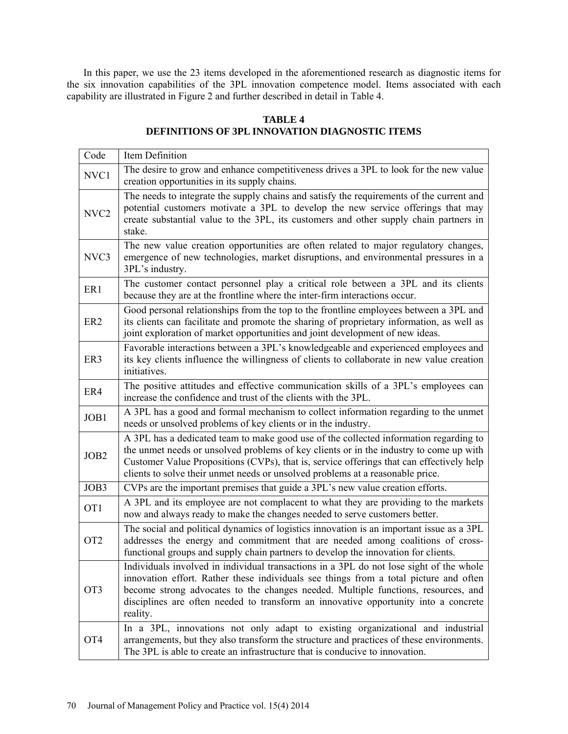In this paper, we use the 23 items developed in the aforementioned research as diagnostic items for the six innovation capabilities of the 3PL innovation competence model. Items associated with each capability are illustrated in Figure 2 and further described in detail in Table 4.

**TABLE 4**
**DEFINITIONS OF 3PL INNOVATION DIAGNOSTIC ITEMS**

| Code | Item Definition |
|---|---|
| NVC1 | The desire to grow and enhance competitiveness drives a 3PL to look for the new value creation opportunities in its supply chains. |
| NVC2 | The needs to integrate the supply chains and satisfy the requirements of the current and potential customers motivate a 3PL to develop the new service offerings that may create substantial value to the 3PL, its customers and other supply chain partners in stake. |
| NVC3 | The new value creation opportunities are often related to major regulatory changes, emergence of new technologies, market disruptions, and environmental pressures in a 3PL's industry. |
| ER1 | The customer contact personnel play a critical role between a 3PL and its clients because they are at the frontline where the inter-firm interactions occur. |
| ER2 | Good personal relationships from the top to the frontline employees between a 3PL and its clients can facilitate and promote the sharing of proprietary information, as well as joint exploration of market opportunities and joint development of new ideas. |
| ER3 | Favorable interactions between a 3PL's knowledgeable and experienced employees and its key clients influence the willingness of clients to collaborate in new value creation initiatives. |
| ER4 | The positive attitudes and effective communication skills of a 3PL's employees can increase the confidence and trust of the clients with the 3PL. |
| JOB1 | A 3PL has a good and formal mechanism to collect information regarding to the unmet needs or unsolved problems of key clients or in the industry. |
| JOB2 | A 3PL has a dedicated team to make good use of the collected information regarding to the unmet needs or unsolved problems of key clients or in the industry to come up with Customer Value Propositions (CVPs), that is, service offerings that can effectively help clients to solve their unmet needs or unsolved problems at a reasonable price. |
| JOB3 | CVPs are the important premises that guide a 3PL's new value creation efforts. |
| OT1 | A 3PL and its employee are not complacent to what they are providing to the markets now and always ready to make the changes needed to serve customers better. |
| OT2 | The social and political dynamics of logistics innovation is an important issue as a 3PL addresses the energy and commitment that are needed among coalitions of cross-functional groups and supply chain partners to develop the innovation for clients. |
| OT3 | Individuals involved in individual transactions in a 3PL do not lose sight of the whole innovation effort. Rather these individuals see things from a total picture and often become strong advocates to the changes needed. Multiple functions, resources, and disciplines are often needed to transform an innovative opportunity into a concrete reality. |
| OT4 | In a 3PL, innovations not only adapt to existing organizational and industrial arrangements, but they also transform the structure and practices of these environments. The 3PL is able to create an infrastructure that is conducive to innovation. |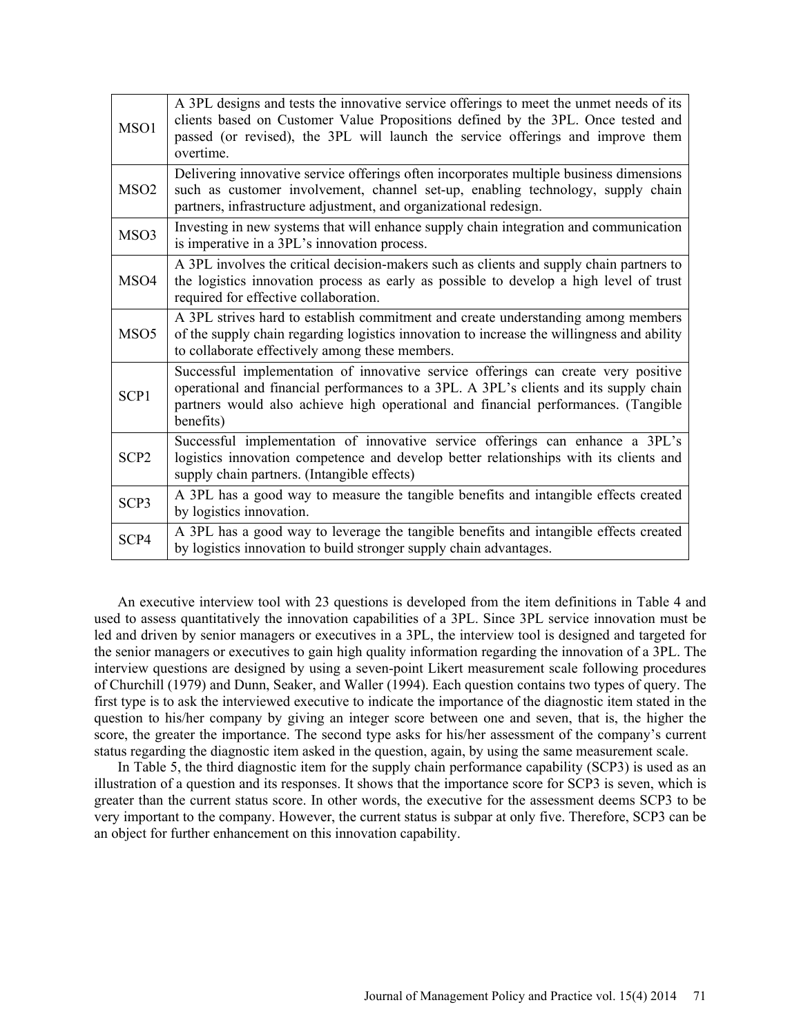| | |
|---|---|
| MSO1 | A 3PL designs and tests the innovative service offerings to meet the unmet needs of its clients based on Customer Value Propositions defined by the 3PL. Once tested and passed (or revised), the 3PL will launch the service offerings and improve them overtime. |
| MSO2 | Delivering innovative service offerings often incorporates multiple business dimensions such as customer involvement, channel set-up, enabling technology, supply chain partners, infrastructure adjustment, and organizational redesign. |
| MSO3 | Investing in new systems that will enhance supply chain integration and communication is imperative in a 3PL's innovation process. |
| MSO4 | A 3PL involves the critical decision-makers such as clients and supply chain partners to the logistics innovation process as early as possible to develop a high level of trust required for effective collaboration. |
| MSO5 | A 3PL strives hard to establish commitment and create understanding among members of the supply chain regarding logistics innovation to increase the willingness and ability to collaborate effectively among these members. |
| SCP1 | Successful implementation of innovative service offerings can create very positive operational and financial performances to a 3PL. A 3PL's clients and its supply chain partners would also achieve high operational and financial performances. (Tangible benefits) |
| SCP2 | Successful implementation of innovative service offerings can enhance a 3PL's logistics innovation competence and develop better relationships with its clients and supply chain partners. (Intangible effects) |
| SCP3 | A 3PL has a good way to measure the tangible benefits and intangible effects created by logistics innovation. |
| SCP4 | A 3PL has a good way to leverage the tangible benefits and intangible effects created by logistics innovation to build stronger supply chain advantages. |

An executive interview tool with 23 questions is developed from the item definitions in Table 4 and used to assess quantitatively the innovation capabilities of a 3PL. Since 3PL service innovation must be led and driven by senior managers or executives in a 3PL, the interview tool is designed and targeted for the senior managers or executives to gain high quality information regarding the innovation of a 3PL. The interview questions are designed by using a seven-point Likert measurement scale following procedures of Churchill (1979) and Dunn, Seaker, and Waller (1994). Each question contains two types of query. The first type is to ask the interviewed executive to indicate the importance of the diagnostic item stated in the question to his/her company by giving an integer score between one and seven, that is, the higher the score, the greater the importance. The second type asks for his/her assessment of the company's current status regarding the diagnostic item asked in the question, again, by using the same measurement scale.

In Table 5, the third diagnostic item for the supply chain performance capability (SCP3) is used as an illustration of a question and its responses. It shows that the importance score for SCP3 is seven, which is greater than the current status score. In other words, the executive for the assessment deems SCP3 to be very important to the company. However, the current status is subpar at only five. Therefore, SCP3 can be an object for further enhancement on this innovation capability.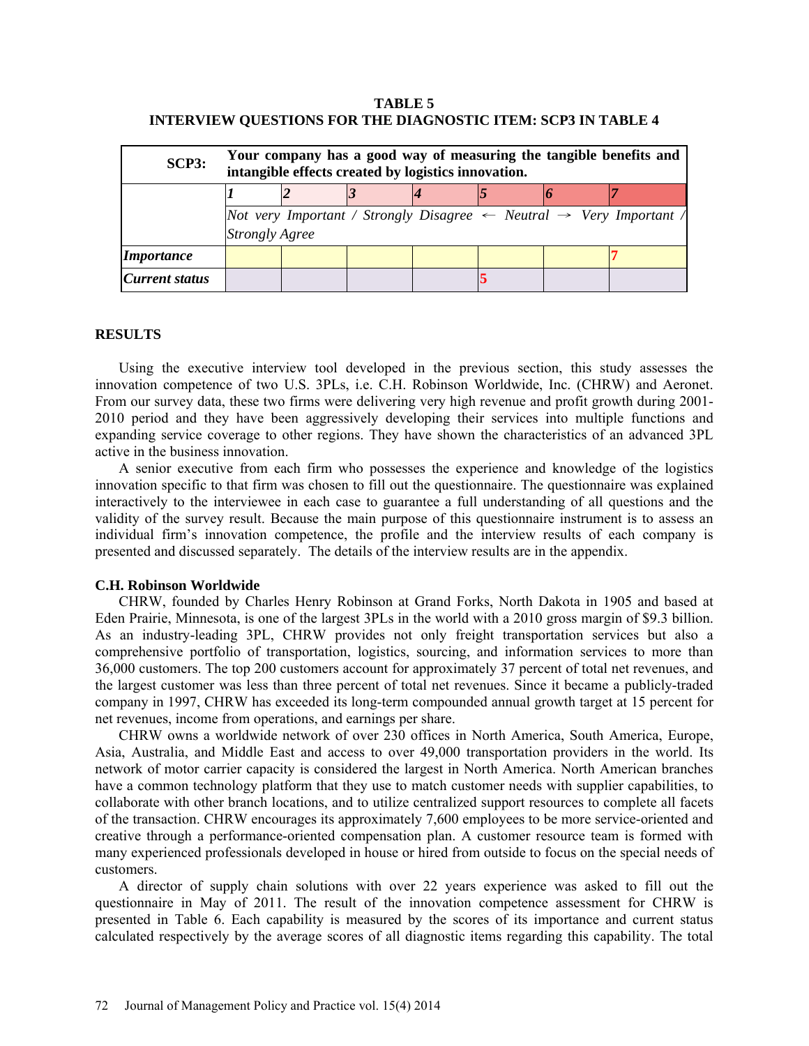**TABLE 5**
**INTERVIEW QUESTIONS FOR THE DIAGNOSTIC ITEM: SCP3 IN TABLE 4**

| **SCP3:** | **Your company has a good way of measuring the tangible benefits and intangible effects created by logistics innovation.** | | | | | | |
|---|---|---|---|---|---|---|---|
| | ***1*** | ***2*** | ***3*** | ***4*** | ***5*** | ***6*** | ***7*** |
| | *Not very Important / Strongly Disagree ← Neutral → Very Important / Strongly Agree* | | | | | | |
| ***Importance*** | | | | | | | **7** |
| ***Current status*** | | | | | **5** | | |

## RESULTS

Using the executive interview tool developed in the previous section, this study assesses the innovation competence of two U.S. 3PLs, i.e. C.H. Robinson Worldwide, Inc. (CHRW) and Aeronet. From our survey data, these two firms were delivering very high revenue and profit growth during 2001-2010 period and they have been aggressively developing their services into multiple functions and expanding service coverage to other regions. They have shown the characteristics of an advanced 3PL active in the business innovation.

A senior executive from each firm who possesses the experience and knowledge of the logistics innovation specific to that firm was chosen to fill out the questionnaire. The questionnaire was explained interactively to the interviewee in each case to guarantee a full understanding of all questions and the validity of the survey result. Because the main purpose of this questionnaire instrument is to assess an individual firm's innovation competence, the profile and the interview results of each company is presented and discussed separately. The details of the interview results are in the appendix.

### C.H. Robinson Worldwide

CHRW, founded by Charles Henry Robinson at Grand Forks, North Dakota in 1905 and based at Eden Prairie, Minnesota, is one of the largest 3PLs in the world with a 2010 gross margin of \$9.3 billion. As an industry-leading 3PL, CHRW provides not only freight transportation services but also a comprehensive portfolio of transportation, logistics, sourcing, and information services to more than 36,000 customers. The top 200 customers account for approximately 37 percent of total net revenues, and the largest customer was less than three percent of total net revenues. Since it became a publicly-traded company in 1997, CHRW has exceeded its long-term compounded annual growth target at 15 percent for net revenues, income from operations, and earnings per share.

CHRW owns a worldwide network of over 230 offices in North America, South America, Europe, Asia, Australia, and Middle East and access to over 49,000 transportation providers in the world. Its network of motor carrier capacity is considered the largest in North America. North American branches have a common technology platform that they use to match customer needs with supplier capabilities, to collaborate with other branch locations, and to utilize centralized support resources to complete all facets of the transaction. CHRW encourages its approximately 7,600 employees to be more service-oriented and creative through a performance-oriented compensation plan. A customer resource team is formed with many experienced professionals developed in house or hired from outside to focus on the special needs of customers.

A director of supply chain solutions with over 22 years experience was asked to fill out the questionnaire in May of 2011. The result of the innovation competence assessment for CHRW is presented in Table 6. Each capability is measured by the scores of its importance and current status calculated respectively by the average scores of all diagnostic items regarding this capability. The total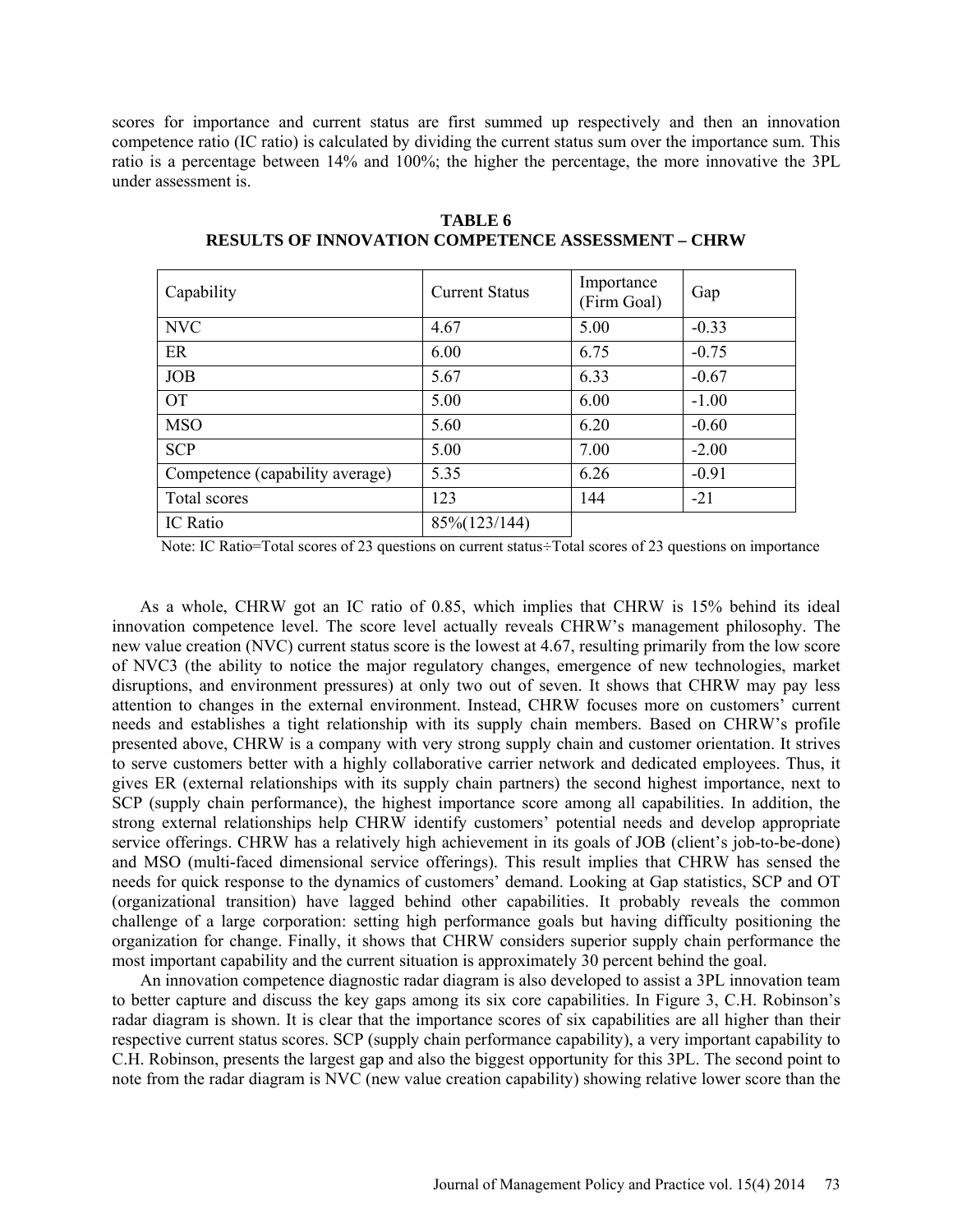scores for importance and current status are first summed up respectively and then an innovation competence ratio (IC ratio) is calculated by dividing the current status sum over the importance sum. This ratio is a percentage between 14% and 100%; the higher the percentage, the more innovative the 3PL under assessment is.

**TABLE 6**
**RESULTS OF INNOVATION COMPETENCE ASSESSMENT – CHRW**

| Capability | Current Status | Importance (Firm Goal) | Gap |
|---|---|---|---|
| NVC | 4.67 | 5.00 | -0.33 |
| ER | 6.00 | 6.75 | -0.75 |
| JOB | 5.67 | 6.33 | -0.67 |
| OT | 5.00 | 6.00 | -1.00 |
| MSO | 5.60 | 6.20 | -0.60 |
| SCP | 5.00 | 7.00 | -2.00 |
| Competence (capability average) | 5.35 | 6.26 | -0.91 |
| Total scores | 123 | 144 | -21 |
| IC Ratio | 85%(123/144) | | |

Note: IC Ratio=Total scores of 23 questions on current status÷Total scores of 23 questions on importance

As a whole, CHRW got an IC ratio of 0.85, which implies that CHRW is 15% behind its ideal innovation competence level. The score level actually reveals CHRW's management philosophy. The new value creation (NVC) current status score is the lowest at 4.67, resulting primarily from the low score of NVC3 (the ability to notice the major regulatory changes, emergence of new technologies, market disruptions, and environment pressures) at only two out of seven. It shows that CHRW may pay less attention to changes in the external environment. Instead, CHRW focuses more on customers' current needs and establishes a tight relationship with its supply chain members. Based on CHRW's profile presented above, CHRW is a company with very strong supply chain and customer orientation. It strives to serve customers better with a highly collaborative carrier network and dedicated employees. Thus, it gives ER (external relationships with its supply chain partners) the second highest importance, next to SCP (supply chain performance), the highest importance score among all capabilities. In addition, the strong external relationships help CHRW identify customers' potential needs and develop appropriate service offerings. CHRW has a relatively high achievement in its goals of JOB (client's job-to-be-done) and MSO (multi-faced dimensional service offerings). This result implies that CHRW has sensed the needs for quick response to the dynamics of customers' demand. Looking at Gap statistics, SCP and OT (organizational transition) have lagged behind other capabilities. It probably reveals the common challenge of a large corporation: setting high performance goals but having difficulty positioning the organization for change. Finally, it shows that CHRW considers superior supply chain performance the most important capability and the current situation is approximately 30 percent behind the goal.

An innovation competence diagnostic radar diagram is also developed to assist a 3PL innovation team to better capture and discuss the key gaps among its six core capabilities. In Figure 3, C.H. Robinson's radar diagram is shown. It is clear that the importance scores of six capabilities are all higher than their respective current status scores. SCP (supply chain performance capability), a very important capability to C.H. Robinson, presents the largest gap and also the biggest opportunity for this 3PL. The second point to note from the radar diagram is NVC (new value creation capability) showing relative lower score than the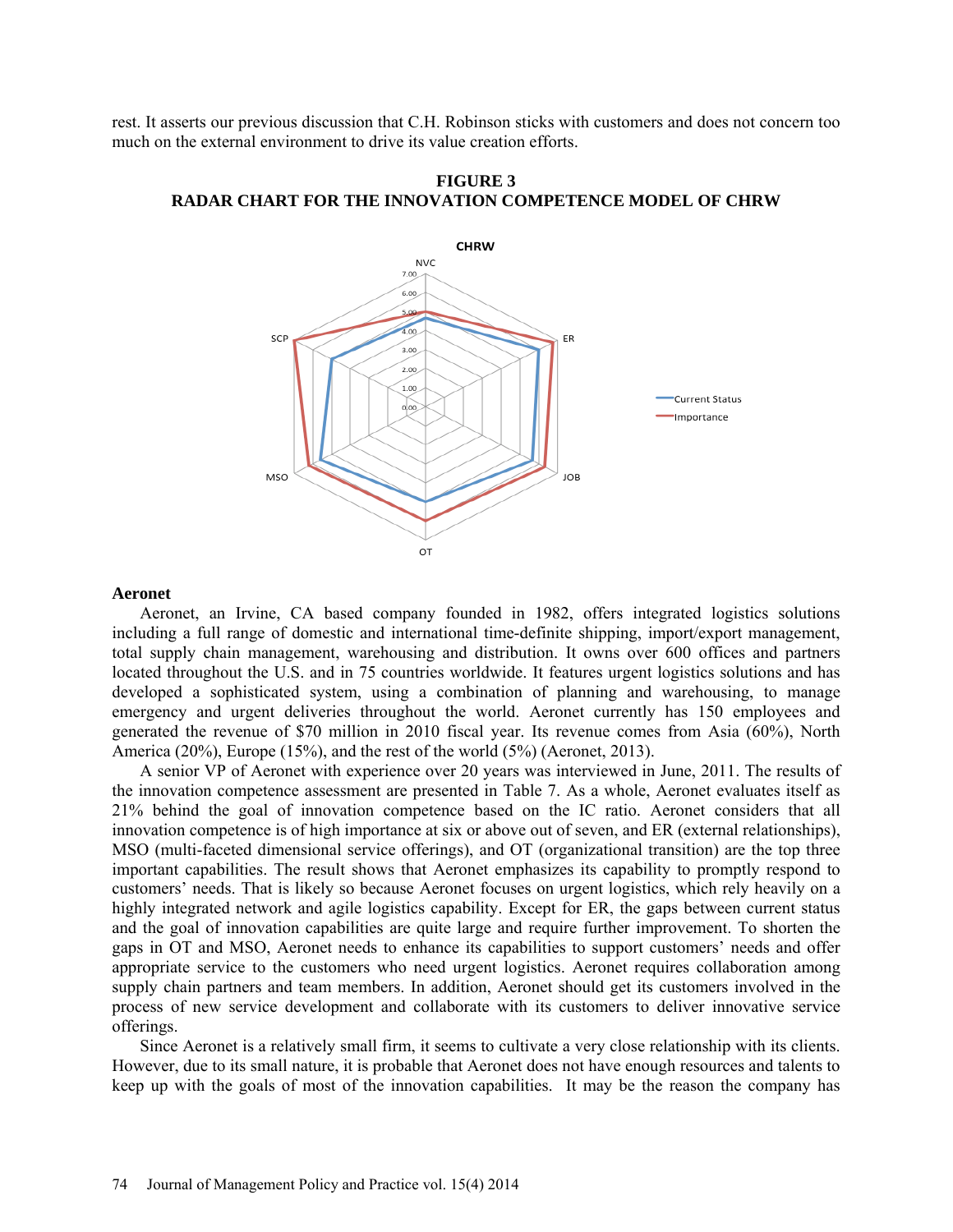rest. It asserts our previous discussion that C.H. Robinson sticks with customers and does not concern too much on the external environment to drive its value creation efforts.

**FIGURE 3**
**RADAR CHART FOR THE INNOVATION COMPETENCE MODEL OF CHRW**

### Aeronet

Aeronet, an Irvine, CA based company founded in 1982, offers integrated logistics solutions including a full range of domestic and international time-definite shipping, import/export management, total supply chain management, warehousing and distribution. It owns over 600 offices and partners located throughout the U.S. and in 75 countries worldwide. It features urgent logistics solutions and has developed a sophisticated system, using a combination of planning and warehousing, to manage emergency and urgent deliveries throughout the world. Aeronet currently has 150 employees and generated the revenue of $70 million in 2010 fiscal year. Its revenue comes from Asia (60%), North America (20%), Europe (15%), and the rest of the world (5%) (Aeronet, 2013).

A senior VP of Aeronet with experience over 20 years was interviewed in June, 2011. The results of the innovation competence assessment are presented in Table 7. As a whole, Aeronet evaluates itself as 21% behind the goal of innovation competence based on the IC ratio. Aeronet considers that all innovation competence is of high importance at six or above out of seven, and ER (external relationships), MSO (multi-faceted dimensional service offerings), and OT (organizational transition) are the top three important capabilities. The result shows that Aeronet emphasizes its capability to promptly respond to customers' needs. That is likely so because Aeronet focuses on urgent logistics, which rely heavily on a highly integrated network and agile logistics capability. Except for ER, the gaps between current status and the goal of innovation capabilities are quite large and require further improvement. To shorten the gaps in OT and MSO, Aeronet needs to enhance its capabilities to support customers' needs and offer appropriate service to the customers who need urgent logistics. Aeronet requires collaboration among supply chain partners and team members. In addition, Aeronet should get its customers involved in the process of new service development and collaborate with its customers to deliver innovative service offerings.

Since Aeronet is a relatively small firm, it seems to cultivate a very close relationship with its clients. However, due to its small nature, it is probable that Aeronet does not have enough resources and talents to keep up with the goals of most of the innovation capabilities. It may be the reason the company has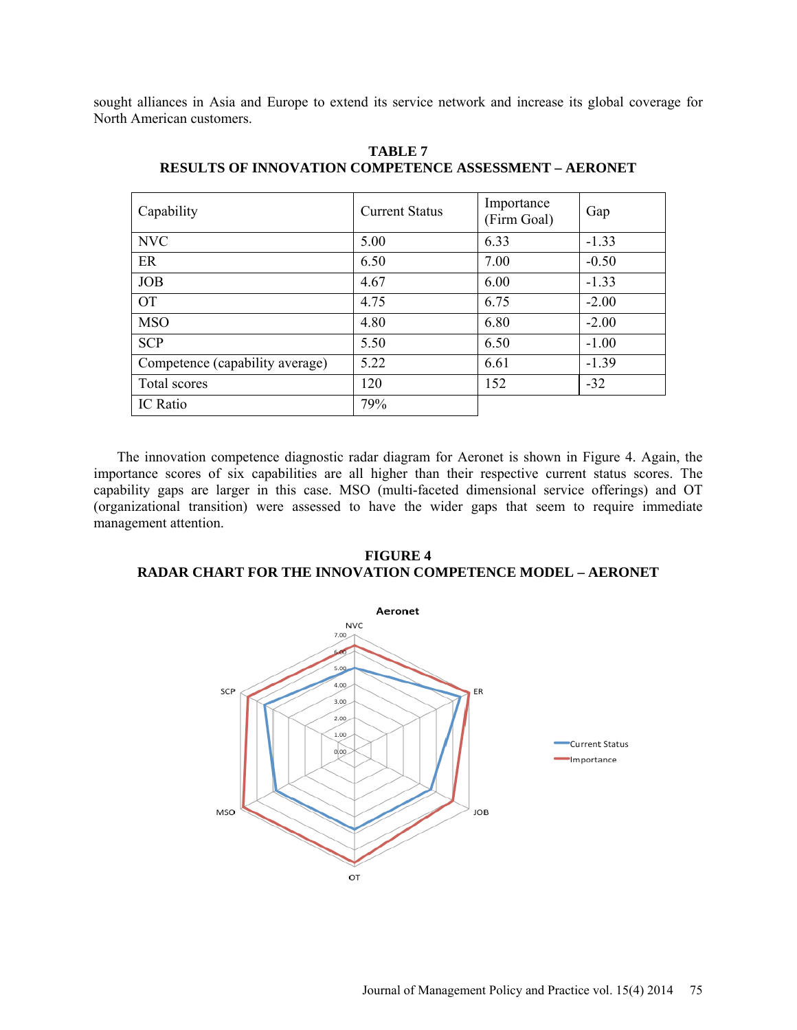sought alliances in Asia and Europe to extend its service network and increase its global coverage for North American customers.

**TABLE 7**
**RESULTS OF INNOVATION COMPETENCE ASSESSMENT – AERONET**

| Capability | Current Status | Importance (Firm Goal) | Gap |
|---|---|---|---|
| NVC | 5.00 | 6.33 | -1.33 |
| ER | 6.50 | 7.00 | -0.50 |
| JOB | 4.67 | 6.00 | -1.33 |
| OT | 4.75 | 6.75 | -2.00 |
| MSO | 4.80 | 6.80 | -2.00 |
| SCP | 5.50 | 6.50 | -1.00 |
| Competence (capability average) | 5.22 | 6.61 | -1.39 |
| Total scores | 120 | 152 | -32 |
| IC Ratio | 79% | | |

The innovation competence diagnostic radar diagram for Aeronet is shown in Figure 4. Again, the importance scores of six capabilities are all higher than their respective current status scores. The capability gaps are larger in this case. MSO (multi-faceted dimensional service offerings) and OT (organizational transition) were assessed to have the wider gaps that seem to require immediate management attention.

**FIGURE 4**
**RADAR CHART FOR THE INNOVATION COMPETENCE MODEL – AERONET**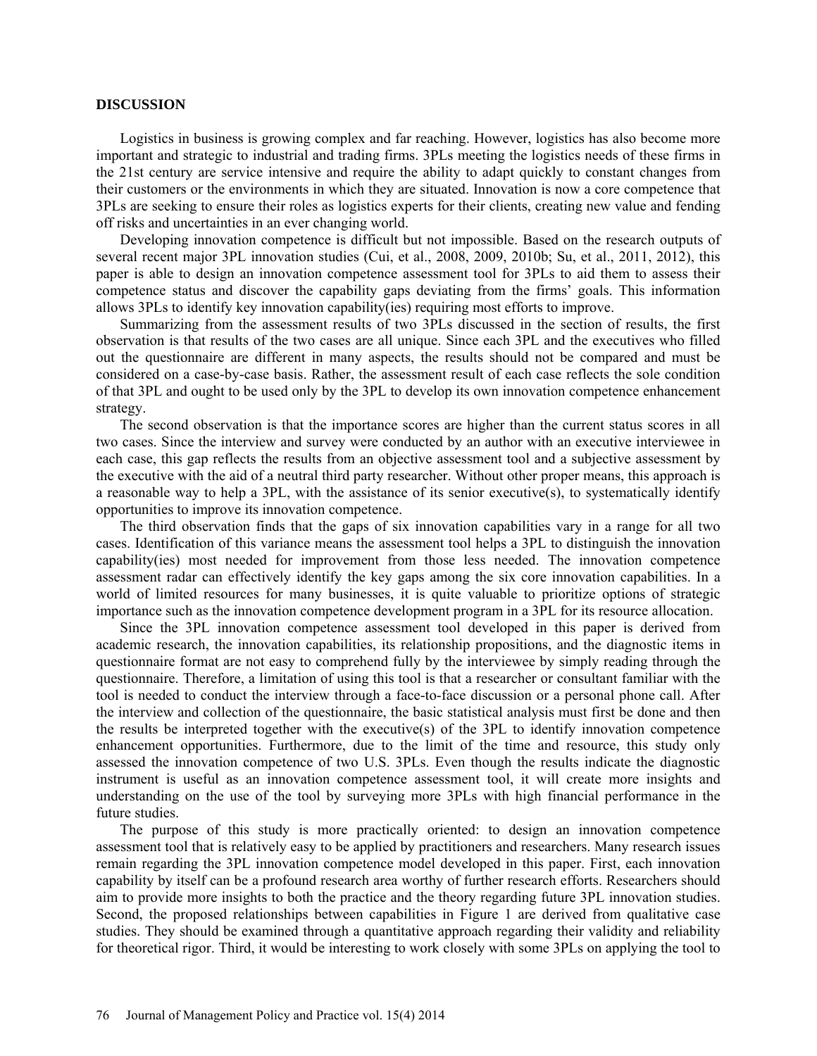## DISCUSSION

Logistics in business is growing complex and far reaching. However, logistics has also become more important and strategic to industrial and trading firms. 3PLs meeting the logistics needs of these firms in the 21st century are service intensive and require the ability to adapt quickly to constant changes from their customers or the environments in which they are situated. Innovation is now a core competence that 3PLs are seeking to ensure their roles as logistics experts for their clients, creating new value and fending off risks and uncertainties in an ever changing world.

Developing innovation competence is difficult but not impossible. Based on the research outputs of several recent major 3PL innovation studies (Cui, et al., 2008, 2009, 2010b; Su, et al., 2011, 2012), this paper is able to design an innovation competence assessment tool for 3PLs to aid them to assess their competence status and discover the capability gaps deviating from the firms' goals. This information allows 3PLs to identify key innovation capability(ies) requiring most efforts to improve.

Summarizing from the assessment results of two 3PLs discussed in the section of results, the first observation is that results of the two cases are all unique. Since each 3PL and the executives who filled out the questionnaire are different in many aspects, the results should not be compared and must be considered on a case-by-case basis. Rather, the assessment result of each case reflects the sole condition of that 3PL and ought to be used only by the 3PL to develop its own innovation competence enhancement strategy.

The second observation is that the importance scores are higher than the current status scores in all two cases. Since the interview and survey were conducted by an author with an executive interviewee in each case, this gap reflects the results from an objective assessment tool and a subjective assessment by the executive with the aid of a neutral third party researcher. Without other proper means, this approach is a reasonable way to help a 3PL, with the assistance of its senior executive(s), to systematically identify opportunities to improve its innovation competence.

The third observation finds that the gaps of six innovation capabilities vary in a range for all two cases. Identification of this variance means the assessment tool helps a 3PL to distinguish the innovation capability(ies) most needed for improvement from those less needed. The innovation competence assessment radar can effectively identify the key gaps among the six core innovation capabilities. In a world of limited resources for many businesses, it is quite valuable to prioritize options of strategic importance such as the innovation competence development program in a 3PL for its resource allocation.

Since the 3PL innovation competence assessment tool developed in this paper is derived from academic research, the innovation capabilities, its relationship propositions, and the diagnostic items in questionnaire format are not easy to comprehend fully by the interviewee by simply reading through the questionnaire. Therefore, a limitation of using this tool is that a researcher or consultant familiar with the tool is needed to conduct the interview through a face-to-face discussion or a personal phone call. After the interview and collection of the questionnaire, the basic statistical analysis must first be done and then the results be interpreted together with the executive(s) of the 3PL to identify innovation competence enhancement opportunities. Furthermore, due to the limit of the time and resource, this study only assessed the innovation competence of two U.S. 3PLs. Even though the results indicate the diagnostic instrument is useful as an innovation competence assessment tool, it will create more insights and understanding on the use of the tool by surveying more 3PLs with high financial performance in the future studies.

The purpose of this study is more practically oriented: to design an innovation competence assessment tool that is relatively easy to be applied by practitioners and researchers. Many research issues remain regarding the 3PL innovation competence model developed in this paper. First, each innovation capability by itself can be a profound research area worthy of further research efforts. Researchers should aim to provide more insights to both the practice and the theory regarding future 3PL innovation studies. Second, the proposed relationships between capabilities in Figure 1 are derived from qualitative case studies. They should be examined through a quantitative approach regarding their validity and reliability for theoretical rigor. Third, it would be interesting to work closely with some 3PLs on applying the tool to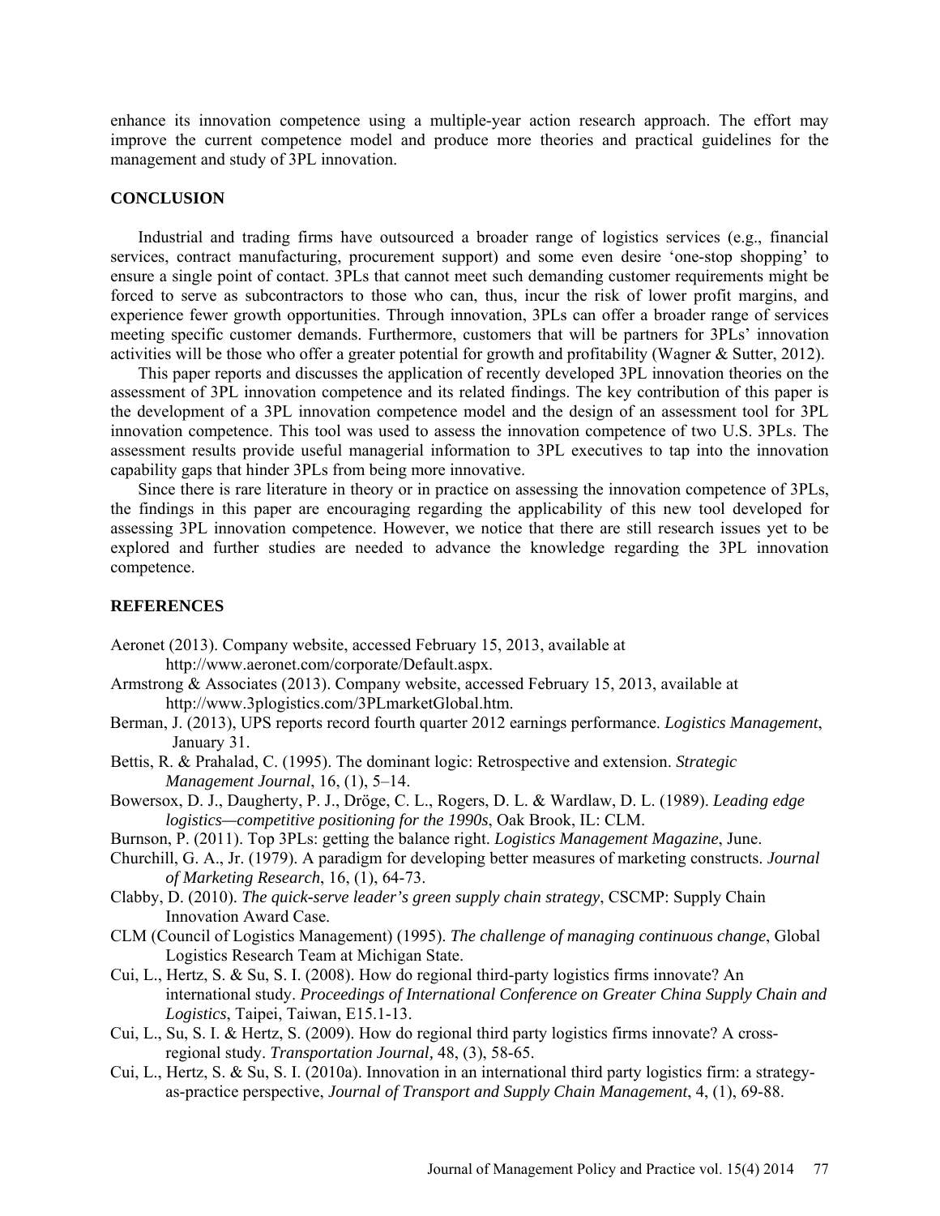enhance its innovation competence using a multiple-year action research approach. The effort may improve the current competence model and produce more theories and practical guidelines for the management and study of 3PL innovation.

## CONCLUSION

Industrial and trading firms have outsourced a broader range of logistics services (e.g., financial services, contract manufacturing, procurement support) and some even desire 'one-stop shopping' to ensure a single point of contact. 3PLs that cannot meet such demanding customer requirements might be forced to serve as subcontractors to those who can, thus, incur the risk of lower profit margins, and experience fewer growth opportunities. Through innovation, 3PLs can offer a broader range of services meeting specific customer demands. Furthermore, customers that will be partners for 3PLs' innovation activities will be those who offer a greater potential for growth and profitability (Wagner & Sutter, 2012).

This paper reports and discusses the application of recently developed 3PL innovation theories on the assessment of 3PL innovation competence and its related findings. The key contribution of this paper is the development of a 3PL innovation competence model and the design of an assessment tool for 3PL innovation competence. This tool was used to assess the innovation competence of two U.S. 3PLs. The assessment results provide useful managerial information to 3PL executives to tap into the innovation capability gaps that hinder 3PLs from being more innovative.

Since there is rare literature in theory or in practice on assessing the innovation competence of 3PLs, the findings in this paper are encouraging regarding the applicability of this new tool developed for assessing 3PL innovation competence. However, we notice that there are still research issues yet to be explored and further studies are needed to advance the knowledge regarding the 3PL innovation competence.

## REFERENCES

Aeronet (2013). Company website, accessed February 15, 2013, available at http://www.aeronet.com/corporate/Default.aspx.

Armstrong & Associates (2013). Company website, accessed February 15, 2013, available at http://www.3plogistics.com/3PLmarketGlobal.htm.

Berman, J. (2013), UPS reports record fourth quarter 2012 earnings performance. *Logistics Management*, January 31.

Bettis, R. & Prahalad, C. (1995). The dominant logic: Retrospective and extension. *Strategic Management Journal*, 16, (1), 5–14.

Bowersox, D. J., Daugherty, P. J., Dröge, C. L., Rogers, D. L. & Wardlaw, D. L. (1989). *Leading edge logistics—competitive positioning for the 1990s*, Oak Brook, IL: CLM.

Burnson, P. (2011). Top 3PLs: getting the balance right. *Logistics Management Magazine*, June.

Churchill, G. A., Jr. (1979). A paradigm for developing better measures of marketing constructs. *Journal of Marketing Research*, 16, (1), 64-73.

Clabby, D. (2010). *The quick-serve leader's green supply chain strategy*, CSCMP: Supply Chain Innovation Award Case.

CLM (Council of Logistics Management) (1995). *The challenge of managing continuous change*, Global Logistics Research Team at Michigan State.

Cui, L., Hertz, S. & Su, S. I. (2008). How do regional third-party logistics firms innovate? An international study. *Proceedings of International Conference on Greater China Supply Chain and Logistics*, Taipei, Taiwan, E15.1-13.

Cui, L., Su, S. I. & Hertz, S. (2009). How do regional third party logistics firms innovate? A cross-regional study. *Transportation Journal*, 48, (3), 58-65.

Cui, L., Hertz, S. & Su, S. I. (2010a). Innovation in an international third party logistics firm: a strategy-as-practice perspective, *Journal of Transport and Supply Chain Management*, 4, (1), 69-88.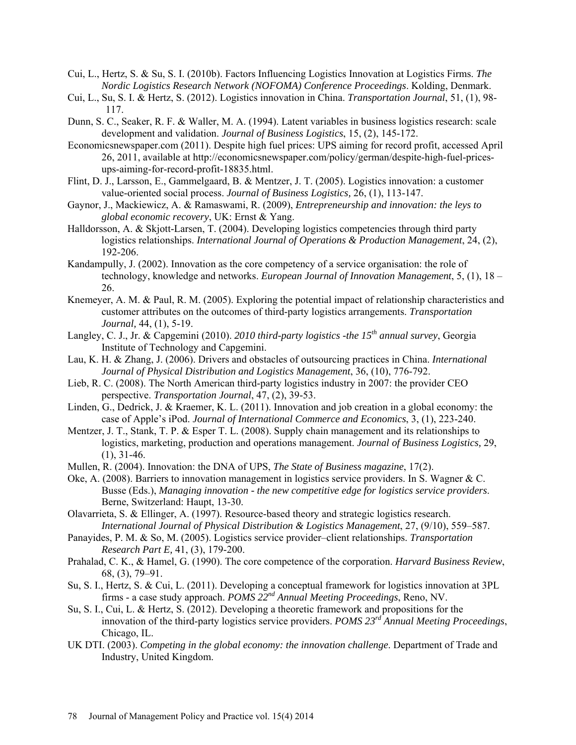Cui, L., Hertz, S. & Su, S. I. (2010b). Factors Influencing Logistics Innovation at Logistics Firms. *The Nordic Logistics Research Network (NOFOMA) Conference Proceedings*. Kolding, Denmark.

Cui, L., Su, S. I. & Hertz, S. (2012). Logistics innovation in China. *Transportation Journal*, 51, (1), 98-117.

Dunn, S. C., Seaker, R. F. & Waller, M. A. (1994). Latent variables in business logistics research: scale development and validation. *Journal of Business Logistics*, 15, (2), 145-172.

Economicsnewspaper.com (2011). Despite high fuel prices: UPS aiming for record profit, accessed April 26, 2011, available at http://economicsnewspaper.com/policy/german/despite-high-fuel-prices-ups-aiming-for-record-profit-18835.html.

Flint, D. J., Larsson, E., Gammelgaard, B. & Mentzer, J. T. (2005). Logistics innovation: a customer value-oriented social process. *Journal of Business Logistics,* 26, (1), 113-147.

Gaynor, J., Mackiewicz, A. & Ramaswami, R. (2009), *Entrepreneurship and innovation: the leys to global economic recovery*, UK: Ernst & Yang.

Halldorsson, A. & Skjott-Larsen, T. (2004). Developing logistics competencies through third party logistics relationships. *International Journal of Operations & Production Management*, 24, (2), 192-206.

Kandampully, J. (2002). Innovation as the core competency of a service organisation: the role of technology, knowledge and networks. *European Journal of Innovation Management*, 5, (1), 18 – 26.

Knemeyer, A. M. & Paul, R. M. (2005). Exploring the potential impact of relationship characteristics and customer attributes on the outcomes of third-party logistics arrangements. *Transportation Journal,* 44, (1), 5-19.

Langley, C. J., Jr. & Capgemini (2010). *2010 third-party logistics -the 15th annual survey*, Georgia Institute of Technology and Capgemini.

Lau, K. H. & Zhang, J. (2006). Drivers and obstacles of outsourcing practices in China. *International Journal of Physical Distribution and Logistics Management*, 36, (10), 776-792.

Lieb, R. C. (2008). The North American third-party logistics industry in 2007: the provider CEO perspective. *Transportation Journal*, 47, (2), 39-53.

Linden, G., Dedrick, J. & Kraemer, K. L. (2011). Innovation and job creation in a global economy: the case of Apple's iPod. *Journal of International Commerce and Economics*, 3, (1), 223-240.

Mentzer, J. T., Stank, T. P. & Esper T. L. (2008). Supply chain management and its relationships to logistics, marketing, production and operations management. *Journal of Business Logistics,* 29, (1), 31-46.

Mullen, R. (2004). Innovation: the DNA of UPS, *The State of Business magazine*, 17(2).

Oke, A. (2008). Barriers to innovation management in logistics service providers. In S. Wagner & C. Busse (Eds.), *Managing innovation - the new competitive edge for logistics service providers*. Berne, Switzerland: Haupt, 13-30.

Olavarrieta, S. & Ellinger, A. (1997). Resource-based theory and strategic logistics research. *International Journal of Physical Distribution & Logistics Management*, 27, (9/10), 559–587.

Panayides, P. M. & So, M. (2005). Logistics service provider–client relationships. *Transportation Research Part E,* 41, (3), 179-200.

Prahalad, C. K., & Hamel, G. (1990). The core competence of the corporation. *Harvard Business Review*, 68, (3), 79–91.

Su, S. I., Hertz, S. & Cui, L. (2011). Developing a conceptual framework for logistics innovation at 3PL firms - a case study approach. *POMS 22nd Annual Meeting Proceedings*, Reno, NV.

Su, S. I., Cui, L. & Hertz, S. (2012). Developing a theoretic framework and propositions for the innovation of the third-party logistics service providers. *POMS 23rd Annual Meeting Proceedings*, Chicago, IL.

UK DTI. (2003). *Competing in the global economy: the innovation challenge*. Department of Trade and Industry, United Kingdom.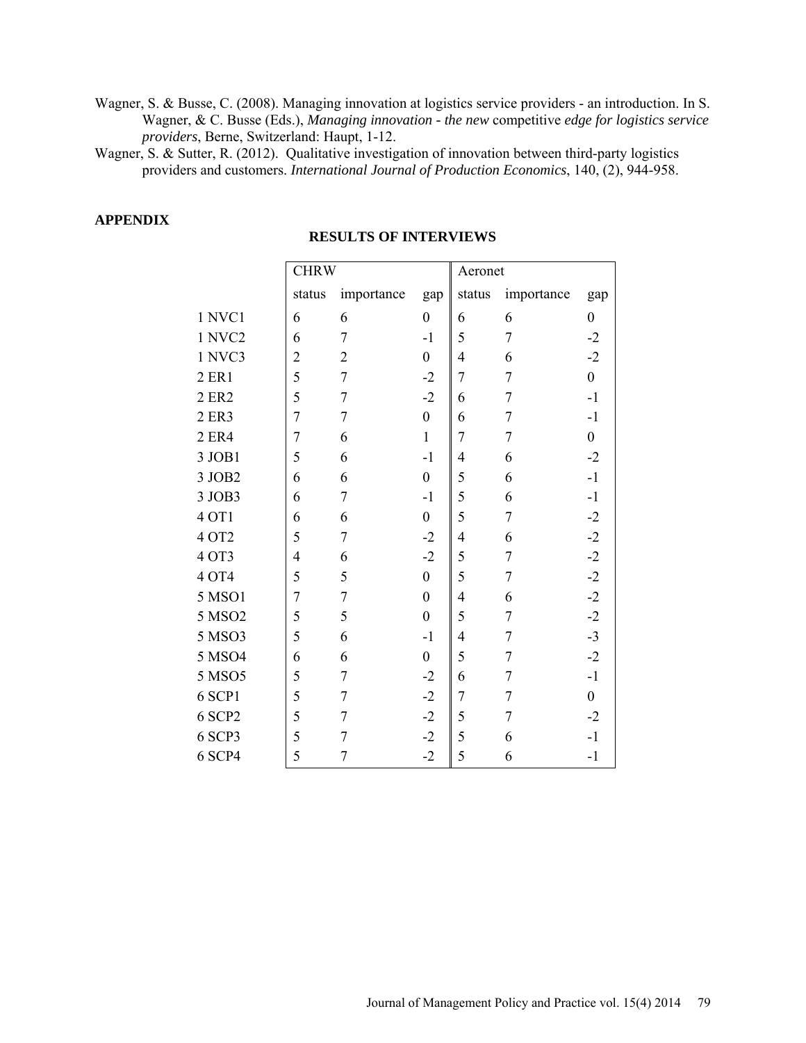Wagner, S. & Busse, C. (2008). Managing innovation at logistics service providers - an introduction. In S. Wagner, & C. Busse (Eds.), *Managing innovation - the new* competitive *edge for logistics service providers*, Berne, Switzerland: Haupt, 1-12.

Wagner, S. & Sutter, R. (2012). Qualitative investigation of innovation between third-party logistics providers and customers. *International Journal of Production Economics*, 140, (2), 944-958.

**APPENDIX**

**RESULTS OF INTERVIEWS**

| | CHRW | | | Aeronet | | |
|---|---|---|---|---|---|---|
| | status | importance | gap | status | importance | gap |
| 1 NVC1 | 6 | 6 | 0 | 6 | 6 | 0 |
| 1 NVC2 | 6 | 7 | -1 | 5 | 7 | -2 |
| 1 NVC3 | 2 | 2 | 0 | 4 | 6 | -2 |
| 2 ER1 | 5 | 7 | -2 | 7 | 7 | 0 |
| 2 ER2 | 5 | 7 | -2 | 6 | 7 | -1 |
| 2 ER3 | 7 | 7 | 0 | 6 | 7 | -1 |
| 2 ER4 | 7 | 6 | 1 | 7 | 7 | 0 |
| 3 JOB1 | 5 | 6 | -1 | 4 | 6 | -2 |
| 3 JOB2 | 6 | 6 | 0 | 5 | 6 | -1 |
| 3 JOB3 | 6 | 7 | -1 | 5 | 6 | -1 |
| 4 OT1 | 6 | 6 | 0 | 5 | 7 | -2 |
| 4 OT2 | 5 | 7 | -2 | 4 | 6 | -2 |
| 4 OT3 | 4 | 6 | -2 | 5 | 7 | -2 |
| 4 OT4 | 5 | 5 | 0 | 5 | 7 | -2 |
| 5 MSO1 | 7 | 7 | 0 | 4 | 6 | -2 |
| 5 MSO2 | 5 | 5 | 0 | 5 | 7 | -2 |
| 5 MSO3 | 5 | 6 | -1 | 4 | 7 | -3 |
| 5 MSO4 | 6 | 6 | 0 | 5 | 7 | -2 |
| 5 MSO5 | 5 | 7 | -2 | 6 | 7 | -1 |
| 6 SCP1 | 5 | 7 | -2 | 7 | 7 | 0 |
| 6 SCP2 | 5 | 7 | -2 | 5 | 7 | -2 |
| 6 SCP3 | 5 | 7 | -2 | 5 | 6 | -1 |
| 6 SCP4 | 5 | 7 | -2 | 5 | 6 | -1 |